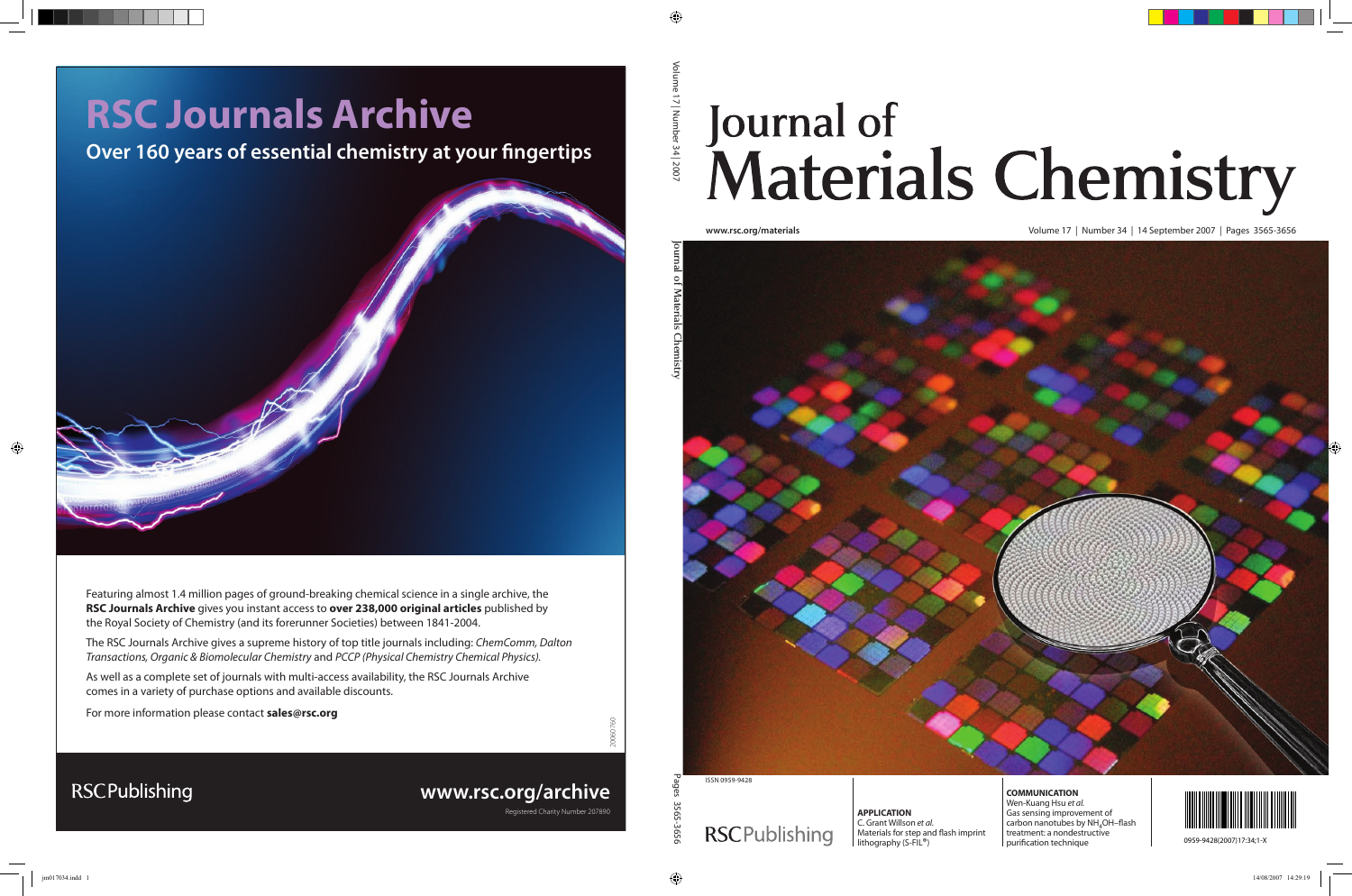# RSC Journals Archive

**Over 160 years of essential chemistry at your fingertips**

Featuring almost 1.4 million pages of ground-breaking chemical science in a single archive, the **RSC Journals Archive** gives you instant access to **over 238,000 original articles** published by the Royal Society of Chemistry (and its forerunner Societies) between 1841-2004.

The RSC Journals Archive gives a supreme history of top title journals including: *ChemComm, Dalton Transactions, Organic & Biomolecular Chemistry* and *PCCP (Physical Chemistry Chemical Physics).*

As well as a complete set of journals with multi-access availability, the RSC Journals Archive comes in a variety of purchase options and available discounts.

For more information please contact **sales@rsc.org**

RSCPublishing

**www.rsc.org/archive**

Registered Charity Number 207890

# Journal of Materials Chemistry

www.rsc.org/materials

Volume 17 | Number 34 | 14 September 2007 | Pages 3565-3656

ISSN 0959-9428

RSCPublishing

**APPLICATION**
C. Grant Willson *et al.*
Materials for step and flash imprint lithography (S-FIL®)

**COMMUNICATION**
Wen-Kuang Hsu *et al.*
Gas sensing improvement of carbon nanotubes by $NH_4OH$–flash treatment: a nondestructive purification technique

0959-9428(2007)17:34;1-X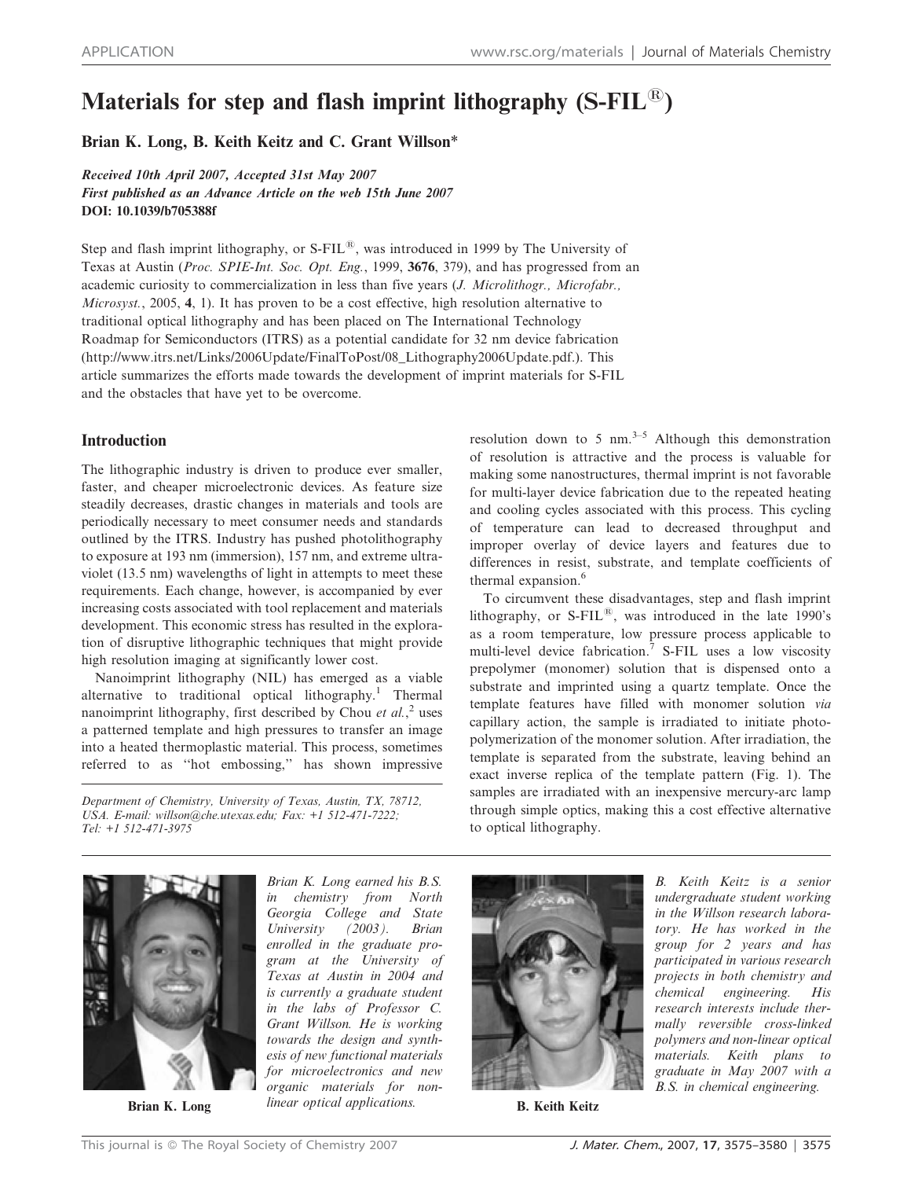# Materials for step and flash imprint lithography (S-FIL®)

Brian K. Long, B. Keith Keitz and C. Grant Willson*

*Received 10th April 2007, Accepted 31st May 2007*
*First published as an Advance Article on the web 15th June 2007*
**DOI: 10.1039/b705388f**

Step and flash imprint lithography, or S-FIL®, was introduced in 1999 by The University of Texas at Austin (*Proc. SPIE-Int. Soc. Opt. Eng.*, 1999, **3676**, 379), and has progressed from an academic curiosity to commercialization in less than five years (*J. Microlithogr., Microfabr., Microsyst.*, 2005, **4**, 1). It has proven to be a cost effective, high resolution alternative to traditional optical lithography and has been placed on The International Technology Roadmap for Semiconductors (ITRS) as a potential candidate for 32 nm device fabrication (http://www.itrs.net/Links/2006Update/FinalToPost/08_Lithography2006Update.pdf.). This article summarizes the efforts made towards the development of imprint materials for S-FIL and the obstacles that have yet to be overcome.

## Introduction

The lithographic industry is driven to produce ever smaller, faster, and cheaper microelectronic devices. As feature size steadily decreases, drastic changes in materials and tools are periodically necessary to meet consumer needs and standards outlined by the ITRS. Industry has pushed photolithography to exposure at 193 nm (immersion), 157 nm, and extreme ultraviolet (13.5 nm) wavelengths of light in attempts to meet these requirements. Each change, however, is accompanied by ever increasing costs associated with tool replacement and materials development. This economic stress has resulted in the exploration of disruptive lithographic techniques that might provide high resolution imaging at significantly lower cost.

Nanoimprint lithography (NIL) has emerged as a viable alternative to traditional optical lithography.[1] Thermal nanoimprint lithography, first described by Chou *et al.*,[2] uses a patterned template and high pressures to transfer an image into a heated thermoplastic material. This process, sometimes referred to as "hot embossing," has shown impressive resolution down to 5 nm.[3–5] Although this demonstration of resolution is attractive and the process is valuable for making some nanostructures, thermal imprint is not favorable for multi-layer device fabrication due to the repeated heating and cooling cycles associated with this process. This cycling of temperature can lead to decreased throughput and improper overlay of device layers and features due to differences in resist, substrate, and template coefficients of thermal expansion.[6]

To circumvent these disadvantages, step and flash imprint lithography, or S-FIL®, was introduced in the late 1990's as a room temperature, low pressure process applicable to multi-level device fabrication.[7] S-FIL uses a low viscosity prepolymer (monomer) solution that is dispensed onto a substrate and imprinted using a quartz template. Once the template features have filled with monomer solution *via* capillary action, the sample is irradiated to initiate photopolymerization of the monomer solution. After irradiation, the template is separated from the substrate, leaving behind an exact inverse replica of the template pattern (Fig. 1). The samples are irradiated with an inexpensive mercury-arc lamp through simple optics, making this a cost effective alternative to optical lithography.

*Department of Chemistry, University of Texas, Austin, TX, 78712, USA. E-mail: willson@che.utexas.edu; Fax: +1 512-471-7222; Tel: +1 512-471-3975*

*Brian K. Long earned his B.S. in chemistry from North Georgia College and State University (2003). Brian enrolled in the graduate program at the University of Texas at Austin in 2004 and is currently a graduate student in the labs of Professor C. Grant Willson. He is working towards the design and synthesis of new functional materials for microelectronics and new organic materials for non-linear optical applications.*

**Brian K. Long**

*B. Keith Keitz is a senior undergraduate student working in the Willson research laboratory. He has worked in the group for 2 years and has participated in various research projects in both chemistry and chemical engineering. His research interests include thermally reversible cross-linked polymers and non-linear optical materials. Keith plans to graduate in May 2007 with a B.S. in chemical engineering.*

**B. Keith Keitz**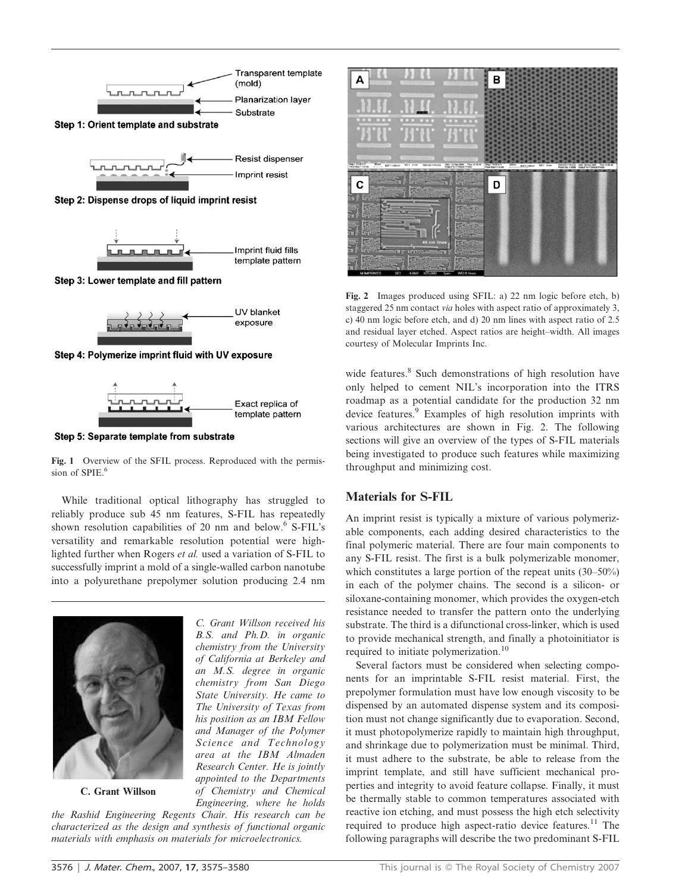Transparent template (mold)

Planarization layer

Substrate

Step 1: Orient template and substrate

Resist dispenser

Imprint resist

Step 2: Dispense drops of liquid imprint resist

Imprint fluid fills template pattern

Step 3: Lower template and fill pattern

UV blanket exposure

Step 4: Polymerize imprint fluid with UV exposure

Exact replica of template pattern

Step 5: Separate template from substrate

Fig. 1 Overview of the SFIL process. Reproduced with the permission of SPIE.[6]

While traditional optical lithography has struggled to reliably produce sub 45 nm features, S-FIL has repeatedly shown resolution capabilities of 20 nm and below.[6] S-FIL's versatility and remarkable resolution potential were highlighted further when Rogers *et al.* used a variation of S-FIL to successfully imprint a mold of a single-walled carbon nanotube into a polyurethane prepolymer solution producing 2.4 nm wide features.[8] Such demonstrations of high resolution have only helped to cement NIL's incorporation into the ITRS roadmap as a potential candidate for the production 32 nm device features.[9] Examples of high resolution imprints with various architectures are shown in Fig. 2. The following sections will give an overview of the types of S-FIL materials being investigated to produce such features while maximizing throughput and minimizing cost.

**C. Grant Willson**

C. Grant Willson received his B.S. and Ph.D. in organic chemistry from the University of California at Berkeley and an M.S. degree in organic chemistry from San Diego State University. He came to The University of Texas from his position as an IBM Fellow and Manager of the Polymer Science and Technology area at the IBM Almaden Research Center. He is jointly appointed to the Departments of Chemistry and Chemical Engineering, where he holds the Rashid Engineering Regents Chair. His research can be characterized as the design and synthesis of functional organic materials with emphasis on materials for microelectronics.

A B C D

40 nm lines

Fig. 2 Images produced using SFIL: a) 22 nm logic before etch, b) staggered 25 nm contact *via* holes with aspect ratio of approximately 3, c) 40 nm logic before etch, and d) 20 nm lines with aspect ratio of 2.5 and residual layer etched. Aspect ratios are height–width. All images courtesy of Molecular Imprints Inc.

## Materials for S-FIL

An imprint resist is typically a mixture of various polymerizable components, each adding desired characteristics to the final polymeric material. There are four main components to any S-FIL resist. The first is a bulk polymerizable monomer, which constitutes a large portion of the repeat units (30–50%) in each of the polymer chains. The second is a silicon- or siloxane-containing monomer, which provides the oxygen-etch resistance needed to transfer the pattern onto the underlying substrate. The third is a difunctional cross-linker, which is used to provide mechanical strength, and finally a photoinitiator is required to initiate polymerization.[10]

Several factors must be considered when selecting components for an imprintable S-FIL resist material. First, the prepolymer formulation must have low enough viscosity to be dispensed by an automated dispense system and its composition must not change significantly due to evaporation. Second, it must photopolymerize rapidly to maintain high throughput, and shrinkage due to polymerization must be minimal. Third, it must adhere to the substrate, be able to release from the imprint template, and still have sufficient mechanical properties and integrity to avoid feature collapse. Finally, it must be thermally stable to common temperatures associated with reactive ion etching, and must possess the high etch selectivity required to produce high aspect-ratio device features.[11] The following paragraphs will describe the two predominant S-FIL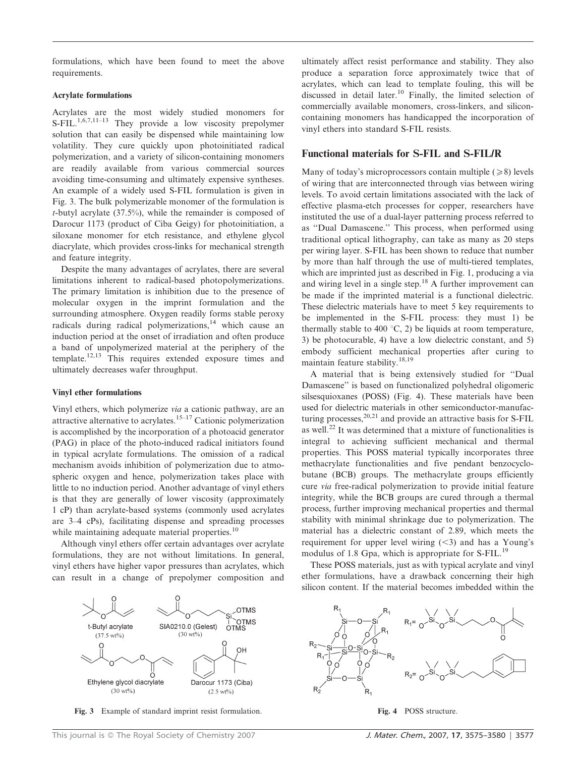formulations, which have been found to meet the above requirements.

### Acrylate formulations

Acrylates are the most widely studied monomers for S-FIL.[1,6,7,11–13] They provide a low viscosity prepolymer solution that can easily be dispensed while maintaining low volatility. They cure quickly upon photoinitiated radical polymerization, and a variety of silicon-containing monomers are readily available from various commercial sources avoiding time-consuming and ultimately expensive syntheses. An example of a widely used S-FIL formulation is given in Fig. 3. The bulk polymerizable monomer of the formulation is *t*-butyl acrylate (37.5%), while the remainder is composed of Darocur 1173 (product of Ciba Geigy) for photoinitiation, a siloxane monomer for etch resistance, and ethylene glycol diacrylate, which provides cross-links for mechanical strength and feature integrity.

Despite the many advantages of acrylates, there are several limitations inherent to radical-based photopolymerizations. The primary limitation is inhibition due to the presence of molecular oxygen in the imprint formulation and the surrounding atmosphere. Oxygen readily forms stable peroxy radicals during radical polymerizations,[14] which cause an induction period at the onset of irradiation and often produce a band of unpolymerized material at the periphery of the template.[12,13] This requires extended exposure times and ultimately decreases wafer throughput.

### Vinyl ether formulations

Vinyl ethers, which polymerize *via* a cationic pathway, are an attractive alternative to acrylates.[15–17] Cationic polymerization is accomplished by the incorporation of a photoacid generator (PAG) in place of the photo-induced radical initiators found in typical acrylate formulations. The omission of a radical mechanism avoids inhibition of polymerization due to atmospheric oxygen and hence, polymerization takes place with little to no induction period. Another advantage of vinyl ethers is that they are generally of lower viscosity (approximately 1 cP) than acrylate-based systems (commonly used acrylates are 3–4 cPs), facilitating dispense and spreading processes while maintaining adequate material properties.[10]

Although vinyl ethers offer certain advantages over acrylate formulations, they are not without limitations. In general, vinyl ethers have higher vapor pressures than acrylates, which can result in a change of prepolymer composition and ultimately affect resist performance and stability. They also produce a separation force approximately twice that of acrylates, which can lead to template fouling, this will be discussed in detail later.[10] Finally, the limited selection of commercially available monomers, cross-linkers, and silicon-containing monomers has handicapped the incorporation of vinyl ethers into standard S-FIL resists.

t-Butyl acrylate (37.5 wt%) SIA0210.0 (Gelest) (30 wt%) Ethylene glycol diacrylate (30 wt%) Darocur 1173 (Ciba) (2.5 wt%)

**Fig. 3** Example of standard imprint resist formulation.

## Functional materials for S-FIL and S-FIL/R

Many of today's microprocessors contain multiple ($\geqslant$8) levels of wiring that are interconnected through vias between wiring levels. To avoid certain limitations associated with the lack of effective plasma-etch processes for copper, researchers have instituted the use of a dual-layer patterning process referred to as "Dual Damascene." This process, when performed using traditional optical lithography, can take as many as 20 steps per wiring layer. S-FIL has been shown to reduce that number by more than half through the use of multi-tiered templates, which are imprinted just as described in Fig. 1, producing a via and wiring level in a single step.[18] A further improvement can be made if the imprinted material is a functional dielectric. These dielectric materials have to meet 5 key requirements to be implemented in the S-FIL process: they must 1) be thermally stable to 400 °C, 2) be liquids at room temperature, 3) be photocurable, 4) have a low dielectric constant, and 5) embody sufficient mechanical properties after curing to maintain feature stability.[18,19]

A material that is being extensively studied for "Dual Damascene" is based on functionalized polyhedral oligomeric silsesquioxanes (POSS) (Fig. 4). These materials have been used for dielectric materials in other semiconductor-manufacturing processes,[20,21] and provide an attractive basis for S-FIL as well.[22] It was determined that a mixture of functionalities is integral to achieving sufficient mechanical and thermal properties. This POSS material typically incorporates three methacrylate functionalities and five pendant benzocyclobutane (BCB) groups. The methacrylate groups efficiently cure *via* free-radical polymerization to provide initial feature integrity, while the BCB groups are cured through a thermal process, further improving mechanical properties and thermal stability with minimal shrinkage due to polymerization. The material has a dielectric constant of 2.89, which meets the requirement for upper level wiring (<3) and has a Young's modulus of 1.8 Gpa, which is appropriate for S-FIL.[19]

These POSS materials, just as with typical acrylate and vinyl ether formulations, have a drawback concerning their high silicon content. If the material becomes imbedded within the

**Fig. 4** POSS structure.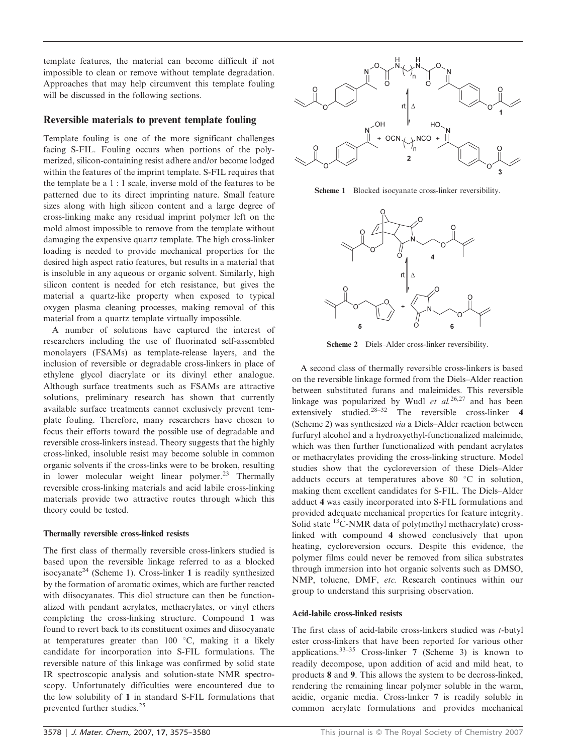template features, the material can become difficult if not impossible to clean or remove without template degradation. Approaches that may help circumvent this template fouling will be discussed in the following sections.

## Reversible materials to prevent template fouling

Template fouling is one of the more significant challenges facing S-FIL. Fouling occurs when portions of the polymerized, silicon-containing resist adhere and/or become lodged within the features of the imprint template. S-FIL requires that the template be a 1 : 1 scale, inverse mold of the features to be patterned due to its direct imprinting nature. Small feature sizes along with high silicon content and a large degree of cross-linking make any residual imprint polymer left on the mold almost impossible to remove from the template without damaging the expensive quartz template. The high cross-linker loading is needed to provide mechanical properties for the desired high aspect ratio features, but results in a material that is insoluble in any aqueous or organic solvent. Similarly, high silicon content is needed for etch resistance, but gives the material a quartz-like property when exposed to typical oxygen plasma cleaning processes, making removal of this material from a quartz template virtually impossible.

A number of solutions have captured the interest of researchers including the use of fluorinated self-assembled monolayers (FSAMs) as template-release layers, and the inclusion of reversible or degradable cross-linkers in place of ethylene glycol diacrylate or its divinyl ether analogue. Although surface treatments such as FSAMs are attractive solutions, preliminary research has shown that currently available surface treatments cannot exclusively prevent template fouling. Therefore, many researchers have chosen to focus their efforts toward the possible use of degradable and reversible cross-linkers instead. Theory suggests that the highly cross-linked, insoluble resist may become soluble in common organic solvents if the cross-links were to be broken, resulting in lower molecular weight linear polymer.[23] Thermally reversible cross-linking materials and acid labile cross-linking materials provide two attractive routes through which this theory could be tested.

### Thermally reversible cross-linked resists

The first class of thermally reversible cross-linkers studied is based upon the reversible linkage referred to as a blocked isocyanate[24] (Scheme 1). Cross-linker **1** is readily synthesized by the formation of aromatic oximes, which are further reacted with diisocyanates. This diol structure can then be functionalized with pendant acrylates, methacrylates, or vinyl ethers completing the cross-linking structure. Compound **1** was found to revert back to its constituent oximes and diisocyanate at temperatures greater than 100 °C, making it a likely candidate for incorporation into S-FIL formulations. The reversible nature of this linkage was confirmed by solid state IR spectroscopic analysis and solution-state NMR spectroscopy. Unfortunately difficulties were encountered due to the low solubility of **1** in standard S-FIL formulations that prevented further studies.[25]

**Scheme 1** Blocked isocyanate cross-linker reversibility.

**Scheme 2** Diels–Alder cross-linker reversibility.

A second class of thermally reversible cross-linkers is based on the reversible linkage formed from the Diels–Alder reaction between substituted furans and maleimides. This reversible linkage was popularized by Wudl *et al.*[26,27] and has been extensively studied.[28–32] The reversible cross-linker **4** (Scheme 2) was synthesized *via* a Diels–Alder reaction between furfuryl alcohol and a hydroxyethyl-functionalized maleimide, which was then further functionalized with pendant acrylates or methacrylates providing the cross-linking structure. Model studies show that the cycloreversion of these Diels–Alder adducts occurs at temperatures above 80 °C in solution, making them excellent candidates for S-FIL. The Diels–Alder adduct **4** was easily incorporated into S-FIL formulations and provided adequate mechanical properties for feature integrity. Solid state $^{13}$C-NMR data of poly(methyl methacrylate) cross-linked with compound **4** showed conclusively that upon heating, cycloreversion occurs. Despite this evidence, the polymer films could never be removed from silica substrates through immersion into hot organic solvents such as DMSO, NMP, toluene, DMF, *etc.* Research continues within our group to understand this surprising observation.

### Acid-labile cross-linked resists

The first class of acid-labile cross-linkers studied was *t*-butyl ester cross-linkers that have been reported for various other applications.[33–35] Cross-linker **7** (Scheme 3) is known to readily decompose, upon addition of acid and mild heat, to products **8** and **9**. This allows the system to be decross-linked, rendering the remaining linear polymer soluble in the warm, acidic, organic media. Cross-linker **7** is readily soluble in common acrylate formulations and provides mechanical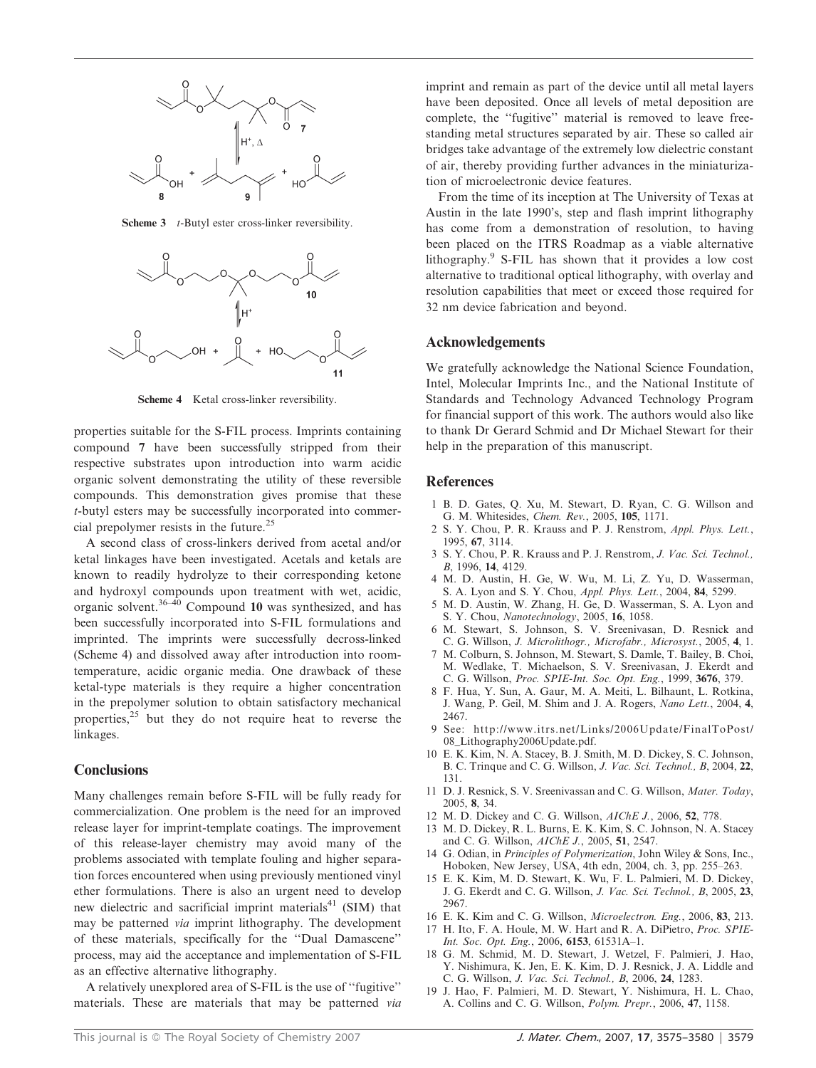Scheme 3 *t*-Butyl ester cross-linker reversibility.

Scheme 4 Ketal cross-linker reversibility.

properties suitable for the S-FIL process. Imprints containing compound **7** have been successfully stripped from their respective substrates upon introduction into warm acidic organic solvent demonstrating the utility of these reversible compounds. This demonstration gives promise that these *t*-butyl esters may be successfully incorporated into commercial prepolymer resists in the future.[25]

A second class of cross-linkers derived from acetal and/or ketal linkages have been investigated. Acetals and ketals are known to readily hydrolyze to their corresponding ketone and hydroxyl compounds upon treatment with wet, acidic, organic solvent.[36–40] Compound **10** was synthesized, and has been successfully incorporated into S-FIL formulations and imprinted. The imprints were successfully decross-linked (Scheme 4) and dissolved away after introduction into room-temperature, acidic organic media. One drawback of these ketal-type materials is they require a higher concentration in the prepolymer solution to obtain satisfactory mechanical properties,[25] but they do not require heat to reverse the linkages.

## Conclusions

Many challenges remain before S-FIL will be fully ready for commercialization. One problem is the need for an improved release layer for imprint-template coatings. The improvement of this release-layer chemistry may avoid many of the problems associated with template fouling and higher separation forces encountered when using previously mentioned vinyl ether formulations. There is also an urgent need to develop new dielectric and sacrificial imprint materials[41] (SIM) that may be patterned *via* imprint lithography. The development of these materials, specifically for the "Dual Damascene" process, may aid the acceptance and implementation of S-FIL as an effective alternative lithography.

A relatively unexplored area of S-FIL is the use of "fugitive" materials. These are materials that may be patterned *via* imprint and remain as part of the device until all metal layers have been deposited. Once all levels of metal deposition are complete, the "fugitive" material is removed to leave free-standing metal structures separated by air. These so called air bridges take advantage of the extremely low dielectric constant of air, thereby providing further advances in the miniaturization of microelectronic device features.

From the time of its inception at The University of Texas at Austin in the late 1990's, step and flash imprint lithography has come from a demonstration of resolution, to having been placed on the ITRS Roadmap as a viable alternative lithography.[9] S-FIL has shown that it provides a low cost alternative to traditional optical lithography, with overlay and resolution capabilities that meet or exceed those required for 32 nm device fabrication and beyond.

## Acknowledgements

We gratefully acknowledge the National Science Foundation, Intel, Molecular Imprints Inc., and the National Institute of Standards and Technology Advanced Technology Program for financial support of this work. The authors would also like to thank Dr Gerard Schmid and Dr Michael Stewart for their help in the preparation of this manuscript.

## References

1 B. D. Gates, Q. Xu, M. Stewart, D. Ryan, C. G. Willson and G. M. Whitesides, *Chem. Rev.*, 2005, **105**, 1171.
2 S. Y. Chou, P. R. Krauss and P. J. Renstrom, *Appl. Phys. Lett.*, 1995, **67**, 3114.
3 S. Y. Chou, P. R. Krauss and P. J. Renstrom, *J. Vac. Sci. Technol., B*, 1996, **14**, 4129.
4 M. D. Austin, H. Ge, W. Wu, M. Li, Z. Yu, D. Wasserman, S. A. Lyon and S. Y. Chou, *Appl. Phys. Lett.*, 2004, **84**, 5299.
5 M. D. Austin, W. Zhang, H. Ge, D. Wasserman, S. A. Lyon and S. Y. Chou, *Nanotechnology*, 2005, **16**, 1058.
6 M. Stewart, S. Johnson, S. V. Sreenivasan, D. Resnick and C. G. Willson, *J. Microlithogr., Microfabr., Microsyst.*, 2005, **4**, 1.
7 M. Colburn, S. Johnson, M. Stewart, S. Damle, T. Bailey, B. Choi, M. Wedlake, T. Michaelson, S. V. Sreenivasan, J. Ekerdt and C. G. Willson, *Proc. SPIE-Int. Soc. Opt. Eng.*, 1999, **3676**, 379.
8 F. Hua, Y. Sun, A. Gaur, M. A. Meiti, L. Bilhaunt, L. Rotkina, J. Wang, P. Geil, M. Shim and J. A. Rogers, *Nano Lett.*, 2004, **4**, 2467.
9 See: http://www.itrs.net/Links/2006Update/FinalToPost/08_Lithography2006Update.pdf.
10 E. K. Kim, N. A. Stacey, B. J. Smith, M. D. Dickey, S. C. Johnson, B. C. Trinque and C. G. Willson, *J. Vac. Sci. Technol., B*, 2004, **22**, 131.
11 D. J. Resnick, S. V. Sreenivassan and C. G. Willson, *Mater. Today*, 2005, **8**, 34.
12 M. D. Dickey and C. G. Willson, *AIChE J.*, 2006, **52**, 778.
13 M. D. Dickey, R. L. Burns, E. K. Kim, S. C. Johnson, N. A. Stacey and C. G. Willson, *AIChE J.*, 2005, **51**, 2547.
14 G. Odian, in *Principles of Polymerization*, John Wiley & Sons, Inc., Hoboken, New Jersey, USA, 4th edn, 2004, ch. 3, pp. 255–263.
15 E. K. Kim, M. D. Stewart, K. Wu, F. L. Palmieri, M. D. Dickey, J. G. Ekerdt and C. G. Willson, *J. Vac. Sci. Technol., B*, 2005, **23**, 2967.
16 E. K. Kim and C. G. Willson, *Microelectron. Eng.*, 2006, **83**, 213.
17 H. Ito, F. A. Houle, M. W. Hart and R. A. DiPietro, *Proc. SPIE-Int. Soc. Opt. Eng.*, 2006, **6153**, 61531A–1.
18 G. M. Schmid, M. D. Stewart, J. Wetzel, F. Palmieri, J. Hao, Y. Nishimura, K. Jen, E. K. Kim, D. J. Resnick, J. A. Liddle and C. G. Willson, *J. Vac. Sci. Technol., B*, 2006, **24**, 1283.
19 J. Hao, F. Palmieri, M. D. Stewart, Y. Nishimura, H. L. Chao, A. Collins and C. G. Willson, *Polym. Prepr.*, 2006, **47**, 1158.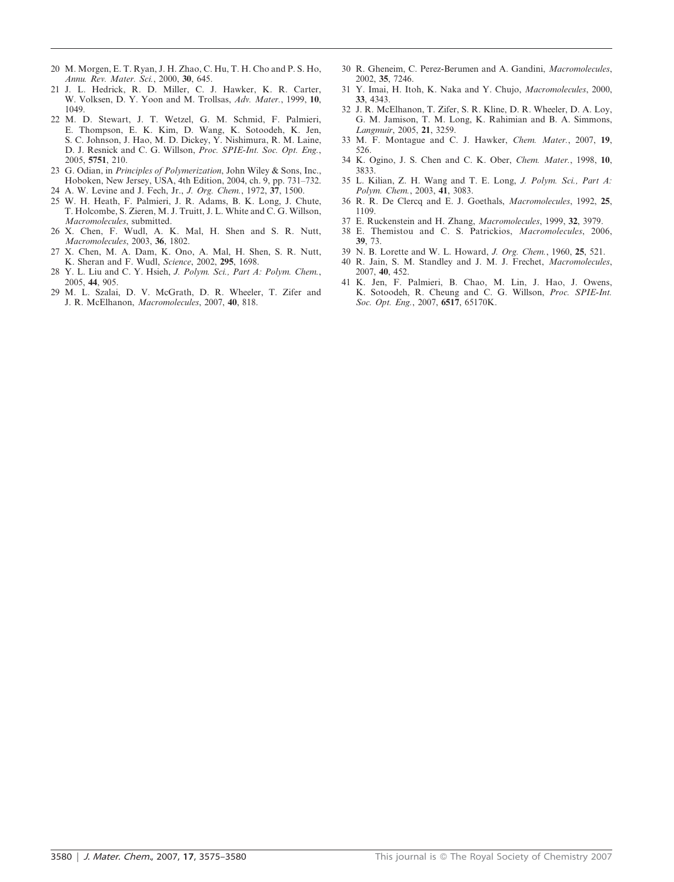20 M. Morgen, E. T. Ryan, J. H. Zhao, C. Hu, T. H. Cho and P. S. Ho, *Annu. Rev. Mater. Sci.*, 2000, **30**, 645.

21 J. L. Hedrick, R. D. Miller, C. J. Hawker, K. R. Carter, W. Volksen, D. Y. Yoon and M. Trollsas, *Adv. Mater.*, 1999, **10**, 1049.

22 M. D. Stewart, J. T. Wetzel, G. M. Schmid, F. Palmieri, E. Thompson, E. K. Kim, D. Wang, K. Sotoodeh, K. Jen, S. C. Johnson, J. Hao, M. D. Dickey, Y. Nishimura, R. M. Laine, D. J. Resnick and C. G. Willson, *Proc. SPIE-Int. Soc. Opt. Eng.*, 2005, **5751**, 210.

23 G. Odian, in *Principles of Polymerization*, John Wiley & Sons, Inc., Hoboken, New Jersey, USA, 4th Edition, 2004, ch. 9, pp. 731–732.

24 A. W. Levine and J. Fech, Jr., *J. Org. Chem.*, 1972, **37**, 1500.

25 W. H. Heath, F. Palmieri, J. R. Adams, B. K. Long, J. Chute, T. Holcombe, S. Zieren, M. J. Truitt, J. L. White and C. G. Willson, *Macromolecules*, submitted.

26 X. Chen, F. Wudl, A. K. Mal, H. Shen and S. R. Nutt, *Macromolecules*, 2003, **36**, 1802.

27 X. Chen, M. A. Dam, K. Ono, A. Mal, H. Shen, S. R. Nutt, K. Sheran and F. Wudl, *Science*, 2002, **295**, 1698.

28 Y. L. Liu and C. Y. Hsieh, *J. Polym. Sci., Part A: Polym. Chem.*, 2005, **44**, 905.

29 M. L. Szalai, D. V. McGrath, D. R. Wheeler, T. Zifer and J. R. McElhanon, *Macromolecules*, 2007, **40**, 818.

30 R. Gheneim, C. Perez-Berumen and A. Gandini, *Macromolecules*, 2002, **35**, 7246.

31 Y. Imai, H. Itoh, K. Naka and Y. Chujo, *Macromolecules*, 2000, **33**, 4343.

32 J. R. McElhanon, T. Zifer, S. R. Kline, D. R. Wheeler, D. A. Loy, G. M. Jamison, T. M. Long, K. Rahimian and B. A. Simmons, *Langmuir*, 2005, **21**, 3259.

33 M. F. Montague and C. J. Hawker, *Chem. Mater.*, 2007, **19**, 526.

34 K. Ogino, J. S. Chen and C. K. Ober, *Chem. Mater.*, 1998, **10**, 3833.

35 L. Kilian, Z. H. Wang and T. E. Long, *J. Polym. Sci., Part A: Polym. Chem.*, 2003, **41**, 3083.

36 R. R. De Clercq and E. J. Goethals, *Macromolecules*, 1992, **25**, 1109.

37 E. Ruckenstein and H. Zhang, *Macromolecules*, 1999, **32**, 3979.

38 E. Themistou and C. S. Patrickios, *Macromolecules*, 2006, **39**, 73.

39 N. B. Lorette and W. L. Howard, *J. Org. Chem.*, 1960, **25**, 521.

40 R. Jain, S. M. Standley and J. M. J. Frechet, *Macromolecules*, 2007, **40**, 452.

41 K. Jen, F. Palmieri, B. Chao, M. Lin, J. Hao, J. Owens, K. Sotoodeh, R. Cheung and C. G. Willson, *Proc. SPIE-Int. Soc. Opt. Eng.*, 2007, **6517**, 65170K.